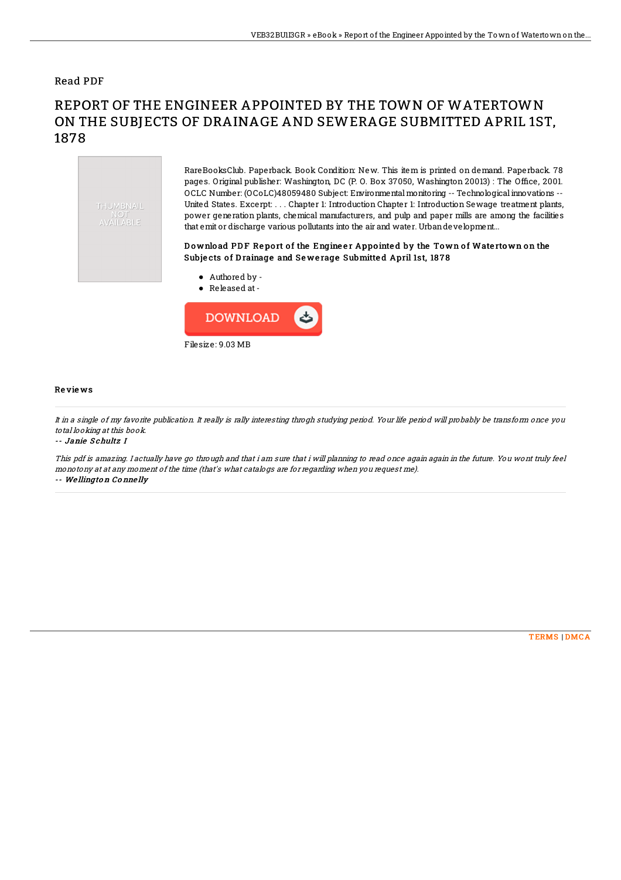Read PDF

# REPORT OF THE ENGINEER APPOINTED BY THE TOWN OF WATERTOWN ON THE SUBJECTS OF DRAINAGE AND SEWERAGE SUBMITTED APRIL 1ST, 1878

THUMBNAIL NOT AVAILABLE

RareBooksClub. Paperback. Book Condition: New. This item is printed on demand. Paperback. 78 pages. Original publisher: Washington, DC (P. O. Box 37050, Washington 20013) : The Office, 2001. OCLC Number: (OCoLC)48059480 Subject: Environmental monitoring -- Technological innovations -- United States. Excerpt: . . . Chapter 1: Introduction Chapter 1: Introduction Sewage treatment plants, power generation plants, chemical manufacturers, and pulp and paper mills are among the facilities that emit or discharge various pollutants into the air and water. Urban development...

### Download PDF Report of the Engineer Appointed by the Town of Watertown on the Subjects of Drainage and Sewerage Submitted April 1st, 1878

- Authored by -
- Released at -

DOWNLOAD

Filesize: 9.03 MB

## Reviews

*It in a single of my favorite publication. It really is rally interesting throgh studying period. Your life period will probably be transform once you total looking at this book.*

*-- Janie Schultz I*

*This pdf is amazing. I actually have go through and that i am sure that i will planning to read once again again in the future. You wont truly feel monotony at at any moment of the time (that's what catalogs are for regarding when you request me).*

*-- Wellington Connelly*

TERMS | DMCA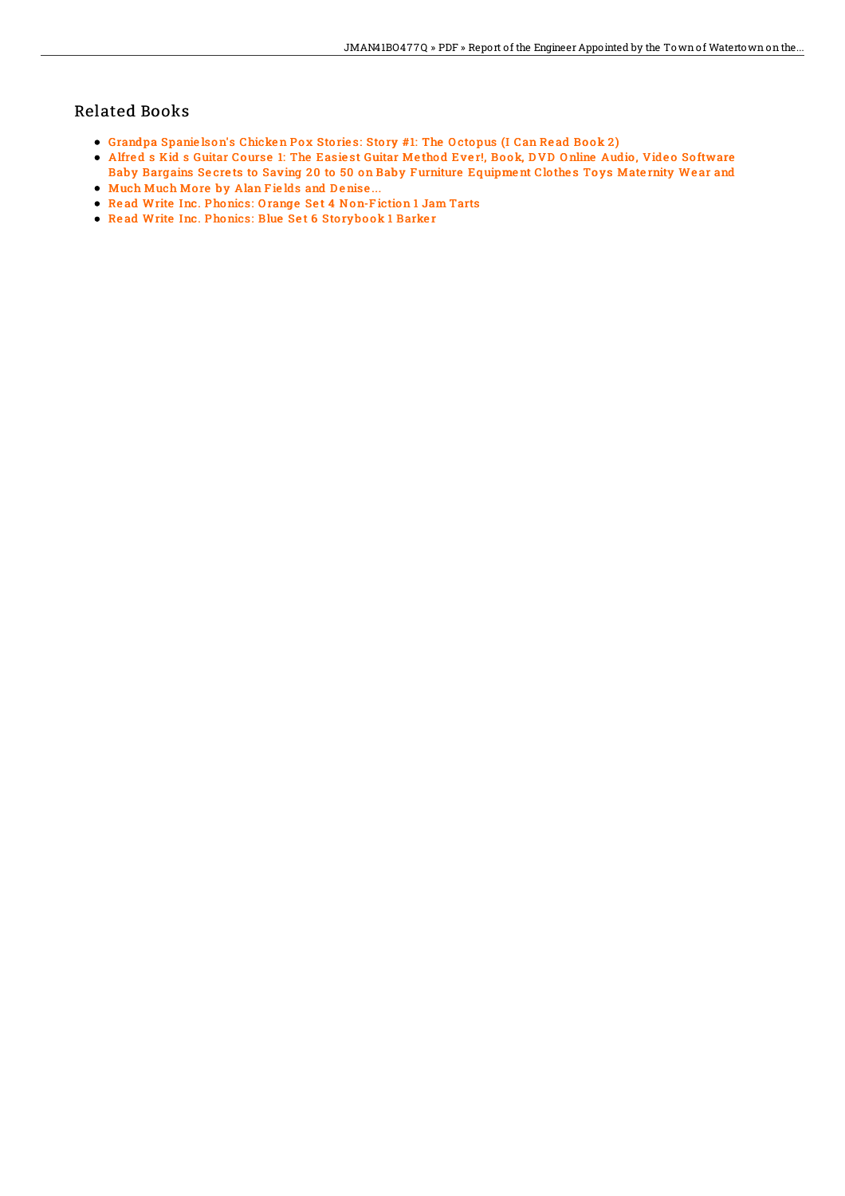## Related Books

- Grandpa Spanielson's Chicken Pox Stories: Story #1: The Octopus (I Can Read Book 2)
- Alfred s Kid s Guitar Course 1: The Easiest Guitar Method Ever!, Book, DVD Online Audio, Video Software
  Baby Bargains Secrets to Saving 20 to 50 on Baby Furniture Equipment Clothes Toys Maternity Wear and
- Much Much More by Alan Fields and Denise...
- Read Write Inc. Phonics: Orange Set 4 Non-Fiction 1 Jam Tarts
- Read Write Inc. Phonics: Blue Set 6 Storybook 1 Barker